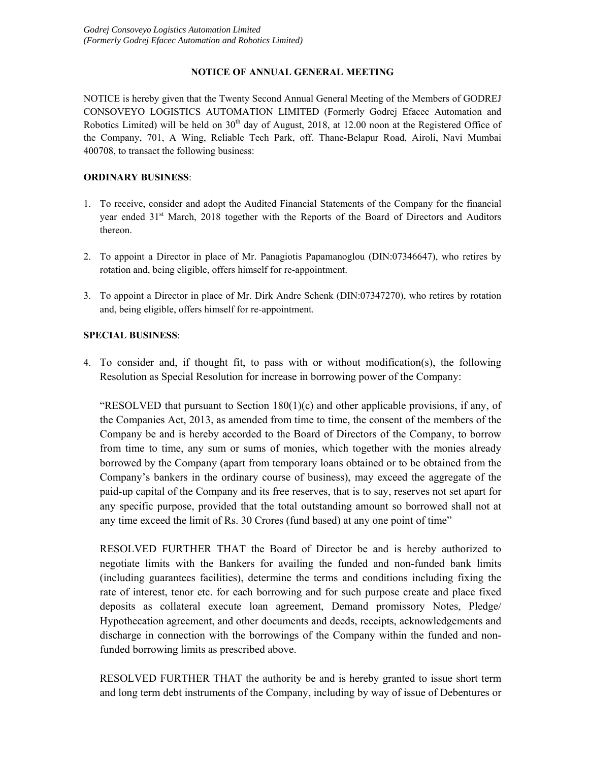*Godrej Consoveyo Logistics Automation Limited*
*(Formerly Godrej Efacec Automation and Robotics Limited)*

# NOTICE OF ANNUAL GENERAL MEETING

NOTICE is hereby given that the Twenty Second Annual General Meeting of the Members of GODREJ CONSOVEYO LOGISTICS AUTOMATION LIMITED (Formerly Godrej Efacec Automation and Robotics Limited) will be held on 30th day of August, 2018, at 12.00 noon at the Registered Office of the Company, 701, A Wing, Reliable Tech Park, off. Thane-Belapur Road, Airoli, Navi Mumbai 400708, to transact the following business:

**ORDINARY BUSINESS**:

1. To receive, consider and adopt the Audited Financial Statements of the Company for the financial year ended 31st March, 2018 together with the Reports of the Board of Directors and Auditors thereon.

2. To appoint a Director in place of Mr. Panagiotis Papamanoglou (DIN:07346647), who retires by rotation and, being eligible, offers himself for re-appointment.

3. To appoint a Director in place of Mr. Dirk Andre Schenk (DIN:07347270), who retires by rotation and, being eligible, offers himself for re-appointment.

**SPECIAL BUSINESS**:

4. To consider and, if thought fit, to pass with or without modification(s), the following Resolution as Special Resolution for increase in borrowing power of the Company:

   "RESOLVED that pursuant to Section 180(1)(c) and other applicable provisions, if any, of the Companies Act, 2013, as amended from time to time, the consent of the members of the Company be and is hereby accorded to the Board of Directors of the Company, to borrow from time to time, any sum or sums of monies, which together with the monies already borrowed by the Company (apart from temporary loans obtained or to be obtained from the Company's bankers in the ordinary course of business), may exceed the aggregate of the paid-up capital of the Company and its free reserves, that is to say, reserves not set apart for any specific purpose, provided that the total outstanding amount so borrowed shall not at any time exceed the limit of Rs. 30 Crores (fund based) at any one point of time"

   RESOLVED FURTHER THAT the Board of Director be and is hereby authorized to negotiate limits with the Bankers for availing the funded and non-funded bank limits (including guarantees facilities), determine the terms and conditions including fixing the rate of interest, tenor etc. for each borrowing and for such purpose create and place fixed deposits as collateral execute loan agreement, Demand promissory Notes, Pledge/ Hypothecation agreement, and other documents and deeds, receipts, acknowledgements and discharge in connection with the borrowings of the Company within the funded and non-funded borrowing limits as prescribed above.

   RESOLVED FURTHER THAT the authority be and is hereby granted to issue short term and long term debt instruments of the Company, including by way of issue of Debentures or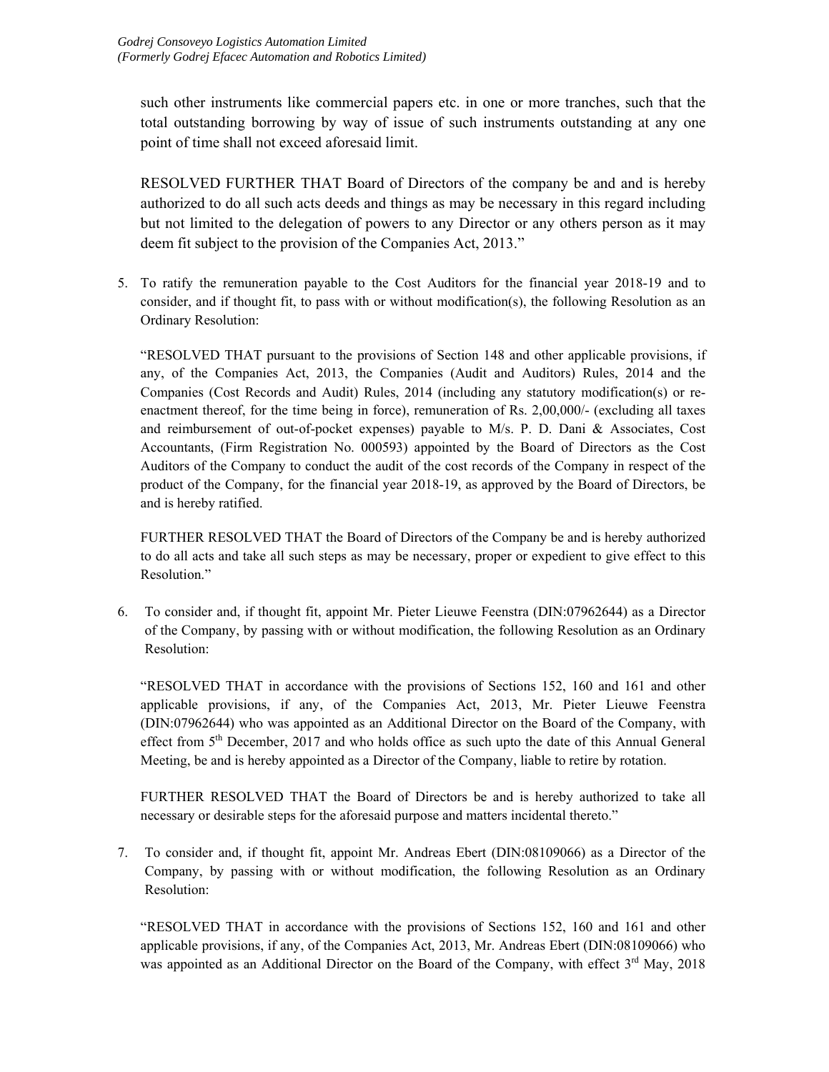such other instruments like commercial papers etc. in one or more tranches, such that the total outstanding borrowing by way of issue of such instruments outstanding at any one point of time shall not exceed aforesaid limit.

RESOLVED FURTHER THAT Board of Directors of the company be and and is hereby authorized to do all such acts deeds and things as may be necessary in this regard including but not limited to the delegation of powers to any Director or any others person as it may deem fit subject to the provision of the Companies Act, 2013."

5. To ratify the remuneration payable to the Cost Auditors for the financial year 2018-19 and to consider, and if thought fit, to pass with or without modification(s), the following Resolution as an Ordinary Resolution:

   "RESOLVED THAT pursuant to the provisions of Section 148 and other applicable provisions, if any, of the Companies Act, 2013, the Companies (Audit and Auditors) Rules, 2014 and the Companies (Cost Records and Audit) Rules, 2014 (including any statutory modification(s) or re-enactment thereof, for the time being in force), remuneration of Rs. 2,00,000/- (excluding all taxes and reimbursement of out-of-pocket expenses) payable to M/s. P. D. Dani & Associates, Cost Accountants, (Firm Registration No. 000593) appointed by the Board of Directors as the Cost Auditors of the Company to conduct the audit of the cost records of the Company in respect of the product of the Company, for the financial year 2018-19, as approved by the Board of Directors, be and is hereby ratified.

   FURTHER RESOLVED THAT the Board of Directors of the Company be and is hereby authorized to do all acts and take all such steps as may be necessary, proper or expedient to give effect to this Resolution."

6. To consider and, if thought fit, appoint Mr. Pieter Lieuwe Feenstra (DIN:07962644) as a Director of the Company, by passing with or without modification, the following Resolution as an Ordinary Resolution:

   "RESOLVED THAT in accordance with the provisions of Sections 152, 160 and 161 and other applicable provisions, if any, of the Companies Act, 2013, Mr. Pieter Lieuwe Feenstra (DIN:07962644) who was appointed as an Additional Director on the Board of the Company, with effect from 5th December, 2017 and who holds office as such upto the date of this Annual General Meeting, be and is hereby appointed as a Director of the Company, liable to retire by rotation.

   FURTHER RESOLVED THAT the Board of Directors be and is hereby authorized to take all necessary or desirable steps for the aforesaid purpose and matters incidental thereto."

7. To consider and, if thought fit, appoint Mr. Andreas Ebert (DIN:08109066) as a Director of the Company, by passing with or without modification, the following Resolution as an Ordinary Resolution:

   "RESOLVED THAT in accordance with the provisions of Sections 152, 160 and 161 and other applicable provisions, if any, of the Companies Act, 2013, Mr. Andreas Ebert (DIN:08109066) who was appointed as an Additional Director on the Board of the Company, with effect 3rd May, 2018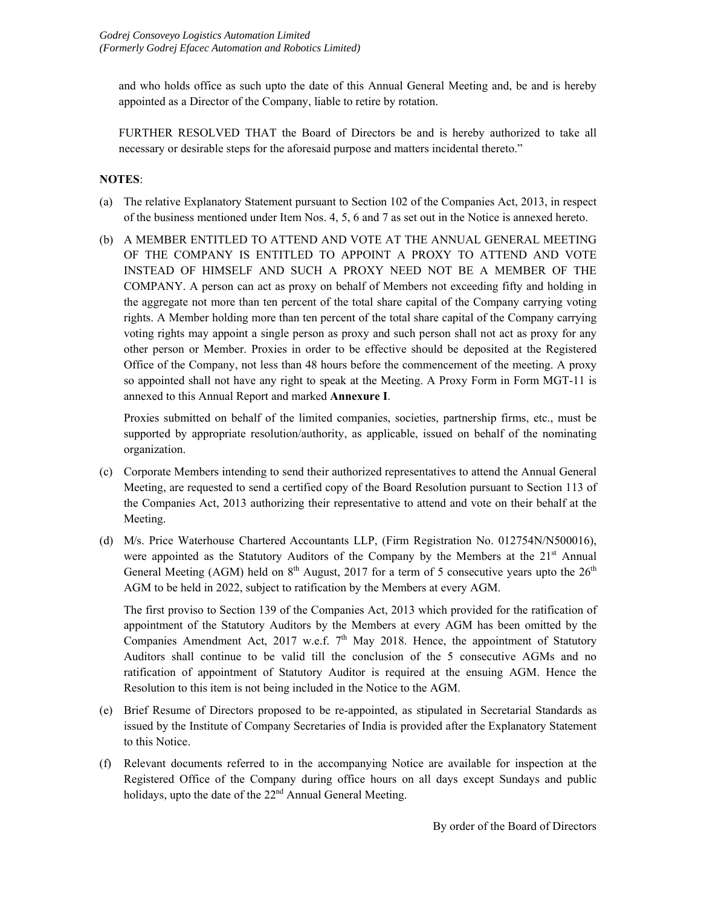and who holds office as such upto the date of this Annual General Meeting and, be and is hereby appointed as a Director of the Company, liable to retire by rotation.

FURTHER RESOLVED THAT the Board of Directors be and is hereby authorized to take all necessary or desirable steps for the aforesaid purpose and matters incidental thereto."

**NOTES**:

(a) The relative Explanatory Statement pursuant to Section 102 of the Companies Act, 2013, in respect of the business mentioned under Item Nos. 4, 5, 6 and 7 as set out in the Notice is annexed hereto.

(b) A MEMBER ENTITLED TO ATTEND AND VOTE AT THE ANNUAL GENERAL MEETING OF THE COMPANY IS ENTITLED TO APPOINT A PROXY TO ATTEND AND VOTE INSTEAD OF HIMSELF AND SUCH A PROXY NEED NOT BE A MEMBER OF THE COMPANY. A person can act as proxy on behalf of Members not exceeding fifty and holding in the aggregate not more than ten percent of the total share capital of the Company carrying voting rights. A Member holding more than ten percent of the total share capital of the Company carrying voting rights may appoint a single person as proxy and such person shall not act as proxy for any other person or Member. Proxies in order to be effective should be deposited at the Registered Office of the Company, not less than 48 hours before the commencement of the meeting. A proxy so appointed shall not have any right to speak at the Meeting. A Proxy Form in Form MGT-11 is annexed to this Annual Report and marked **Annexure I**.

    Proxies submitted on behalf of the limited companies, societies, partnership firms, etc., must be supported by appropriate resolution/authority, as applicable, issued on behalf of the nominating organization.

(c) Corporate Members intending to send their authorized representatives to attend the Annual General Meeting, are requested to send a certified copy of the Board Resolution pursuant to Section 113 of the Companies Act, 2013 authorizing their representative to attend and vote on their behalf at the Meeting.

(d) M/s. Price Waterhouse Chartered Accountants LLP, (Firm Registration No. 012754N/N500016), were appointed as the Statutory Auditors of the Company by the Members at the 21st Annual General Meeting (AGM) held on 8th August, 2017 for a term of 5 consecutive years upto the 26th AGM to be held in 2022, subject to ratification by the Members at every AGM.

    The first proviso to Section 139 of the Companies Act, 2013 which provided for the ratification of appointment of the Statutory Auditors by the Members at every AGM has been omitted by the Companies Amendment Act, 2017 w.e.f. 7th May 2018. Hence, the appointment of Statutory Auditors shall continue to be valid till the conclusion of the 5 consecutive AGMs and no ratification of appointment of Statutory Auditor is required at the ensuing AGM. Hence the Resolution to this item is not being included in the Notice to the AGM.

(e) Brief Resume of Directors proposed to be re-appointed, as stipulated in Secretarial Standards as issued by the Institute of Company Secretaries of India is provided after the Explanatory Statement to this Notice.

(f) Relevant documents referred to in the accompanying Notice are available for inspection at the Registered Office of the Company during office hours on all days except Sundays and public holidays, upto the date of the 22nd Annual General Meeting.

By order of the Board of Directors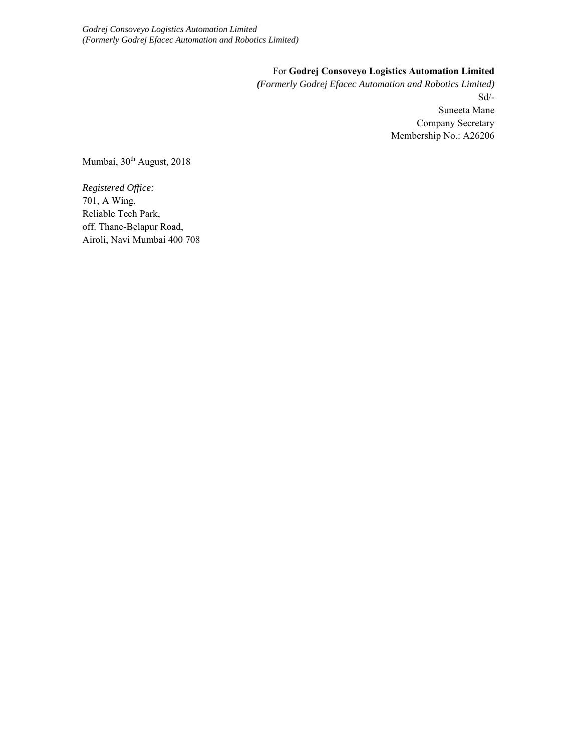For **Godrej Consoveyo Logistics Automation Limited**
*(Formerly Godrej Efacec Automation and Robotics Limited)*
Sd/-
Suneeta Mane
Company Secretary
Membership No.: A26206

Mumbai, 30th August, 2018

*Registered Office:*
701, A Wing,
Reliable Tech Park,
off. Thane-Belapur Road,
Airoli, Navi Mumbai 400 708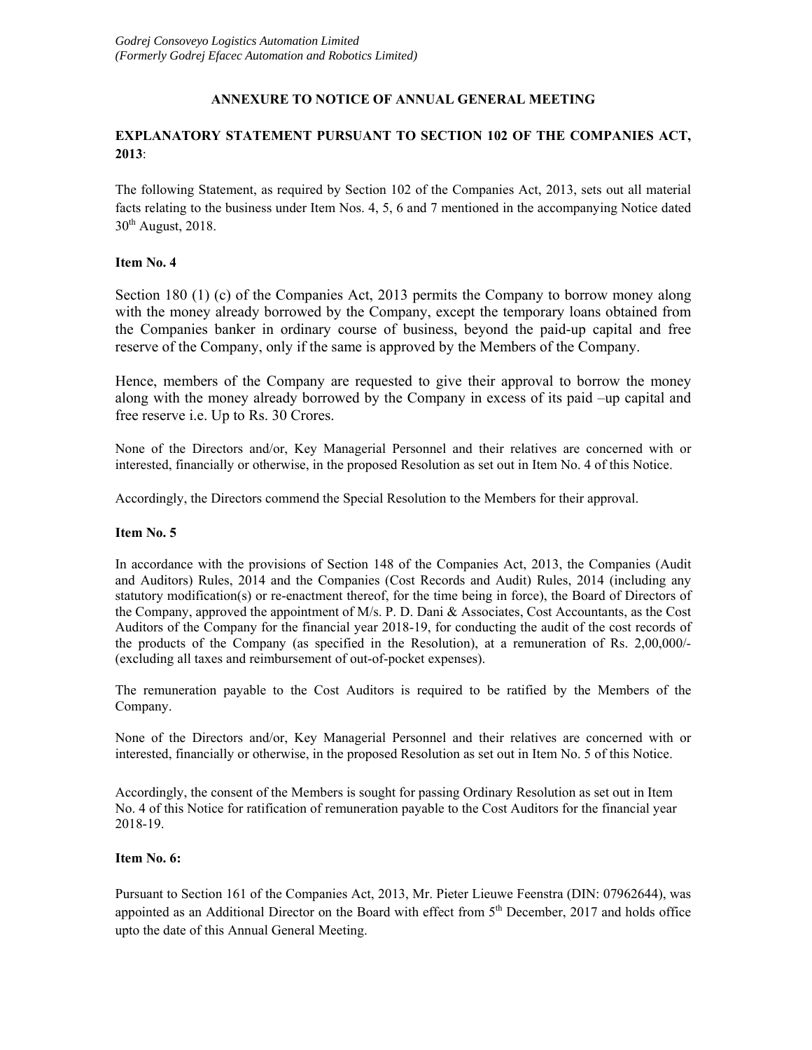## ANNEXURE TO NOTICE OF ANNUAL GENERAL MEETING

**EXPLANATORY STATEMENT PURSUANT TO SECTION 102 OF THE COMPANIES ACT, 2013**:

The following Statement, as required by Section 102 of the Companies Act, 2013, sets out all material facts relating to the business under Item Nos. 4, 5, 6 and 7 mentioned in the accompanying Notice dated 30th August, 2018.

**Item No. 4**

Section 180 (1) (c) of the Companies Act, 2013 permits the Company to borrow money along with the money already borrowed by the Company, except the temporary loans obtained from the Companies banker in ordinary course of business, beyond the paid-up capital and free reserve of the Company, only if the same is approved by the Members of the Company.

Hence, members of the Company are requested to give their approval to borrow the money along with the money already borrowed by the Company in excess of its paid –up capital and free reserve i.e. Up to Rs. 30 Crores.

None of the Directors and/or, Key Managerial Personnel and their relatives are concerned with or interested, financially or otherwise, in the proposed Resolution as set out in Item No. 4 of this Notice.

Accordingly, the Directors commend the Special Resolution to the Members for their approval.

**Item No. 5**

In accordance with the provisions of Section 148 of the Companies Act, 2013, the Companies (Audit and Auditors) Rules, 2014 and the Companies (Cost Records and Audit) Rules, 2014 (including any statutory modification(s) or re-enactment thereof, for the time being in force), the Board of Directors of the Company, approved the appointment of M/s. P. D. Dani & Associates, Cost Accountants, as the Cost Auditors of the Company for the financial year 2018-19, for conducting the audit of the cost records of the products of the Company (as specified in the Resolution), at a remuneration of Rs. 2,00,000/- (excluding all taxes and reimbursement of out-of-pocket expenses).

The remuneration payable to the Cost Auditors is required to be ratified by the Members of the Company.

None of the Directors and/or, Key Managerial Personnel and their relatives are concerned with or interested, financially or otherwise, in the proposed Resolution as set out in Item No. 5 of this Notice.

Accordingly, the consent of the Members is sought for passing Ordinary Resolution as set out in Item No. 4 of this Notice for ratification of remuneration payable to the Cost Auditors for the financial year 2018-19.

**Item No. 6:**

Pursuant to Section 161 of the Companies Act, 2013, Mr. Pieter Lieuwe Feenstra (DIN: 07962644), was appointed as an Additional Director on the Board with effect from 5th December, 2017 and holds office upto the date of this Annual General Meeting.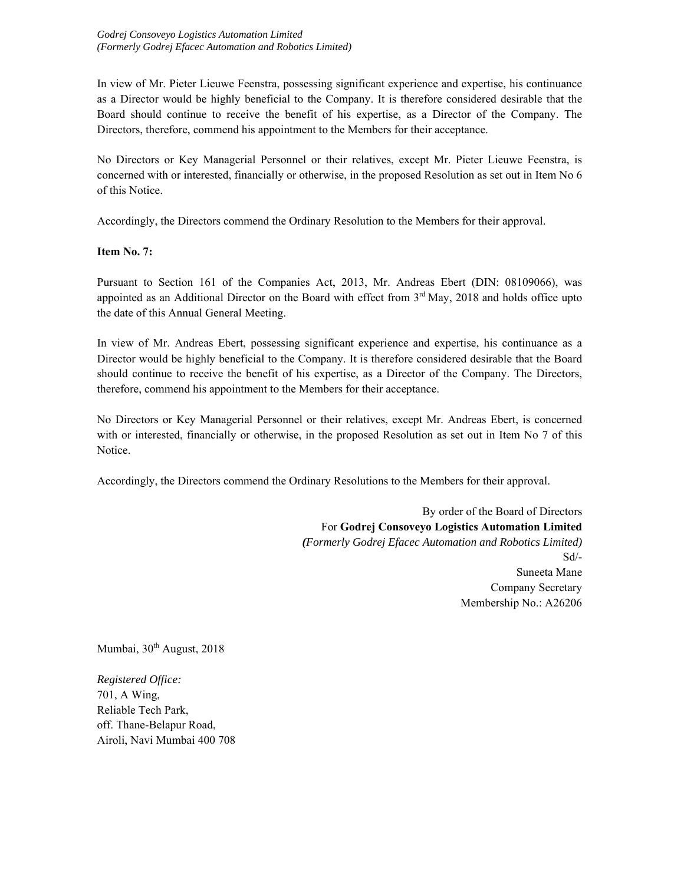In view of Mr. Pieter Lieuwe Feenstra, possessing significant experience and expertise, his continuance as a Director would be highly beneficial to the Company. It is therefore considered desirable that the Board should continue to receive the benefit of his expertise, as a Director of the Company. The Directors, therefore, commend his appointment to the Members for their acceptance.

No Directors or Key Managerial Personnel or their relatives, except Mr. Pieter Lieuwe Feenstra, is concerned with or interested, financially or otherwise, in the proposed Resolution as set out in Item No 6 of this Notice.

Accordingly, the Directors commend the Ordinary Resolution to the Members for their approval.

**Item No. 7:**

Pursuant to Section 161 of the Companies Act, 2013, Mr. Andreas Ebert (DIN: 08109066), was appointed as an Additional Director on the Board with effect from 3rd May, 2018 and holds office upto the date of this Annual General Meeting.

In view of Mr. Andreas Ebert, possessing significant experience and expertise, his continuance as a Director would be highly beneficial to the Company. It is therefore considered desirable that the Board should continue to receive the benefit of his expertise, as a Director of the Company. The Directors, therefore, commend his appointment to the Members for their acceptance.

No Directors or Key Managerial Personnel or their relatives, except Mr. Andreas Ebert, is concerned with or interested, financially or otherwise, in the proposed Resolution as set out in Item No 7 of this Notice.

Accordingly, the Directors commend the Ordinary Resolutions to the Members for their approval.

By order of the Board of Directors
For **Godrej Consoveyo Logistics Automation Limited**
***(****Formerly Godrej Efacec Automation and Robotics Limited)*
Sd/-
Suneeta Mane
Company Secretary
Membership No.: A26206

Mumbai, 30th August, 2018

*Registered Office:*
701, A Wing,
Reliable Tech Park,
off. Thane-Belapur Road,
Airoli, Navi Mumbai 400 708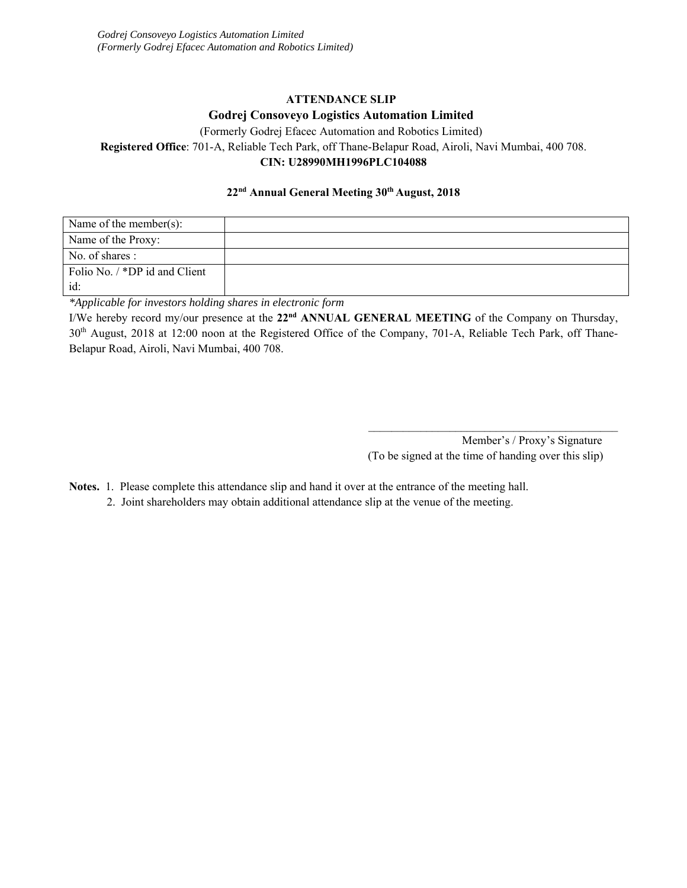**ATTENDANCE SLIP**

**Godrej Consoveyo Logistics Automation Limited**

(Formerly Godrej Efacec Automation and Robotics Limited)

**Registered Office**: 701-A, Reliable Tech Park, off Thane-Belapur Road, Airoli, Navi Mumbai, 400 708.

**CIN: U28990MH1996PLC104088**

**22nd Annual General Meeting 30th August, 2018**

| Name of the member(s): | |
|---|---|
| Name of the Proxy: | |
| No. of shares : | |
| Folio No. / *DP id and Client id: | |

*\*Applicable for investors holding shares in electronic form*

I/We hereby record my/our presence at the **22nd ANNUAL GENERAL MEETING** of the Company on Thursday, 30th August, 2018 at 12:00 noon at the Registered Office of the Company, 701-A, Reliable Tech Park, off Thane-Belapur Road, Airoli, Navi Mumbai, 400 708.

\_\_\_\_\_\_\_\_\_\_\_\_\_\_\_\_\_\_\_\_\_\_\_\_\_\_\_\_\_\_\_\_\_\_\_\_\_\_\_\_

Member's / Proxy's Signature

(To be signed at the time of handing over this slip)

**Notes.**
1. Please complete this attendance slip and hand it over at the entrance of the meeting hall.
2. Joint shareholders may obtain additional attendance slip at the venue of the meeting.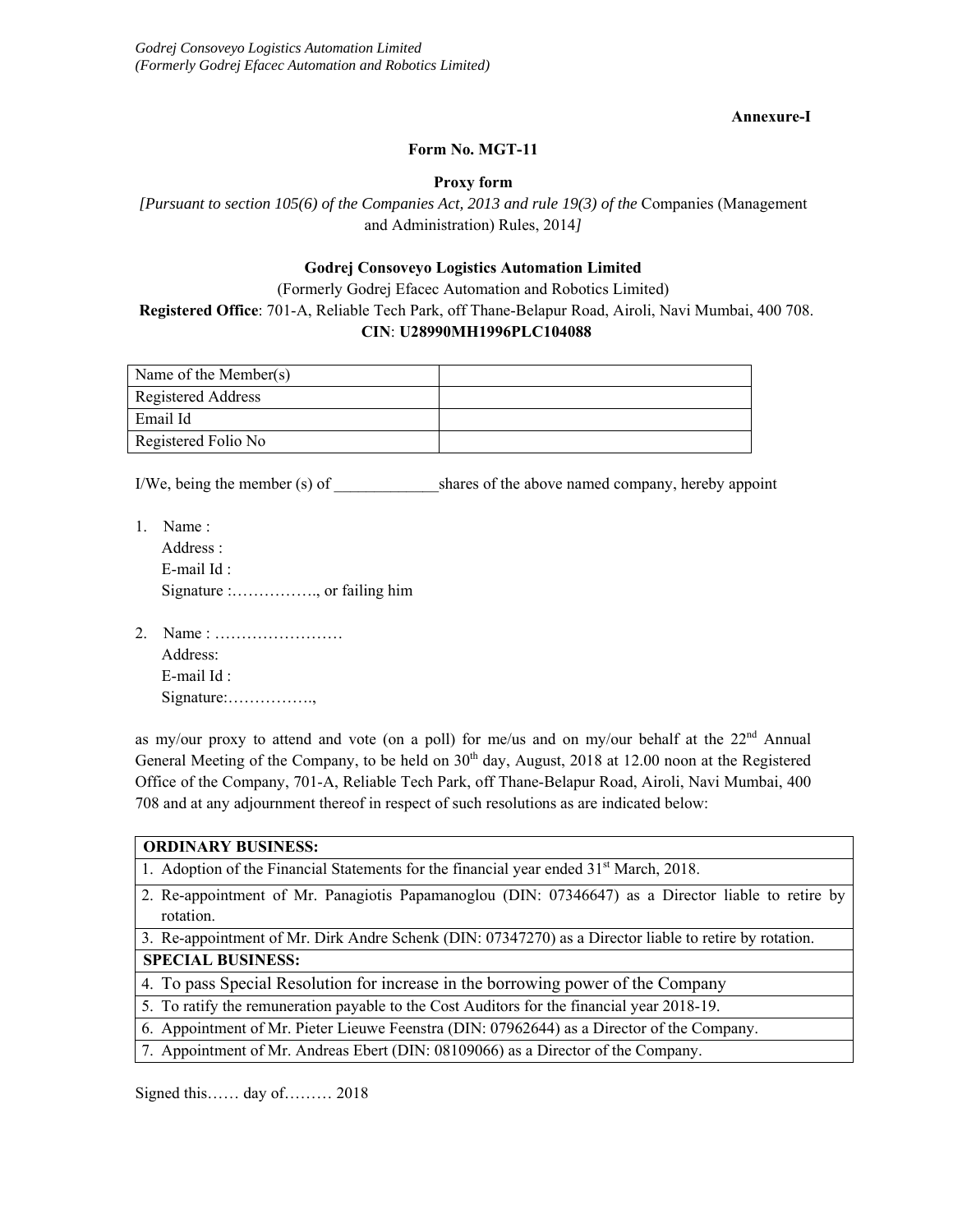*Godrej Consoveyo Logistics Automation Limited*
*(Formerly Godrej Efacec Automation and Robotics Limited)*

**Annexure-I**

**Form No. MGT-11**

**Proxy form**

*[Pursuant to section 105(6) of the Companies Act, 2013 and rule 19(3) of the* Companies (Management and Administration) Rules, 2014*]*

**Godrej Consoveyo Logistics Automation Limited**

(Formerly Godrej Efacec Automation and Robotics Limited)

**Registered Office**: 701-A, Reliable Tech Park, off Thane-Belapur Road, Airoli, Navi Mumbai, 400 708.

**CIN**: **U28990MH1996PLC104088**

| Name of the Member(s) | |
|---|---|
| Registered Address | |
| Email Id | |
| Registered Folio No | |

I/We, being the member (s) of _____________shares of the above named company, hereby appoint

1. Name :
   Address :
   E-mail Id :
   Signature :……………., or failing him

2. Name : ……………………
   Address:
   E-mail Id :
   Signature:…………….,

as my/our proxy to attend and vote (on a poll) for me/us and on my/our behalf at the 22nd Annual General Meeting of the Company, to be held on 30th day, August, 2018 at 12.00 noon at the Registered Office of the Company, 701-A, Reliable Tech Park, off Thane-Belapur Road, Airoli, Navi Mumbai, 400 708 and at any adjournment thereof in respect of such resolutions as are indicated below:

| **ORDINARY BUSINESS:** |
|---|
| 1. Adoption of the Financial Statements for the financial year ended 31st March, 2018. |
| 2. Re-appointment of Mr. Panagiotis Papamanoglou (DIN: 07346647) as a Director liable to retire by rotation. |
| 3. Re-appointment of Mr. Dirk Andre Schenk (DIN: 07347270) as a Director liable to retire by rotation. |
| **SPECIAL BUSINESS:** |
| 4. To pass Special Resolution for increase in the borrowing power of the Company |
| 5. To ratify the remuneration payable to the Cost Auditors for the financial year 2018-19. |
| 6. Appointment of Mr. Pieter Lieuwe Feenstra (DIN: 07962644) as a Director of the Company. |
| 7. Appointment of Mr. Andreas Ebert (DIN: 08109066) as a Director of the Company. |

Signed this…… day of……… 2018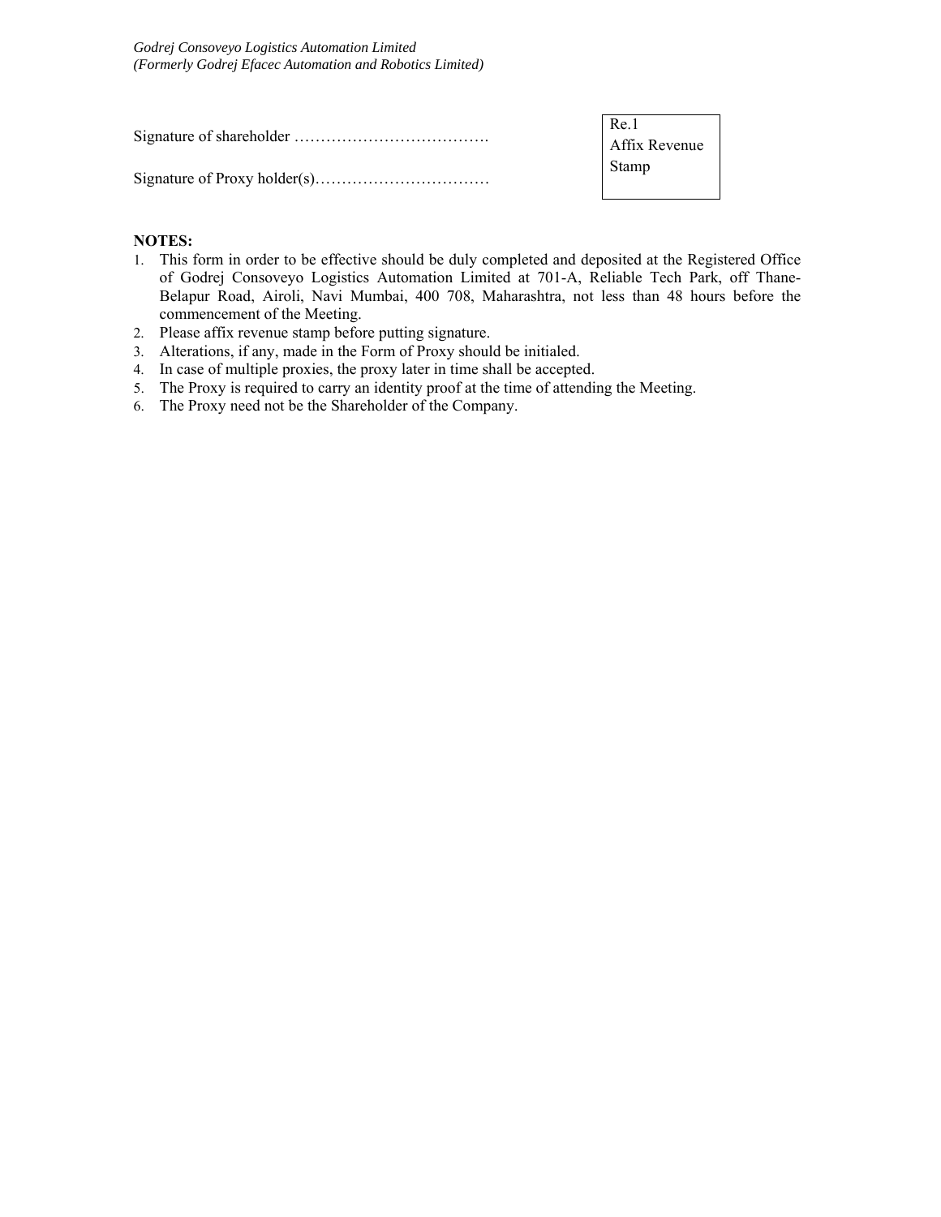Signature of shareholder ……………………………….

Signature of Proxy holder(s)……………………………

| Re.1 Affix Revenue Stamp |
|---|

**NOTES:**

1. This form in order to be effective should be duly completed and deposited at the Registered Office of Godrej Consoveyo Logistics Automation Limited at 701-A, Reliable Tech Park, off Thane-Belapur Road, Airoli, Navi Mumbai, 400 708, Maharashtra, not less than 48 hours before the commencement of the Meeting.
2. Please affix revenue stamp before putting signature.
3. Alterations, if any, made in the Form of Proxy should be initialed.
4. In case of multiple proxies, the proxy later in time shall be accepted.
5. The Proxy is required to carry an identity proof at the time of attending the Meeting.
6. The Proxy need not be the Shareholder of the Company.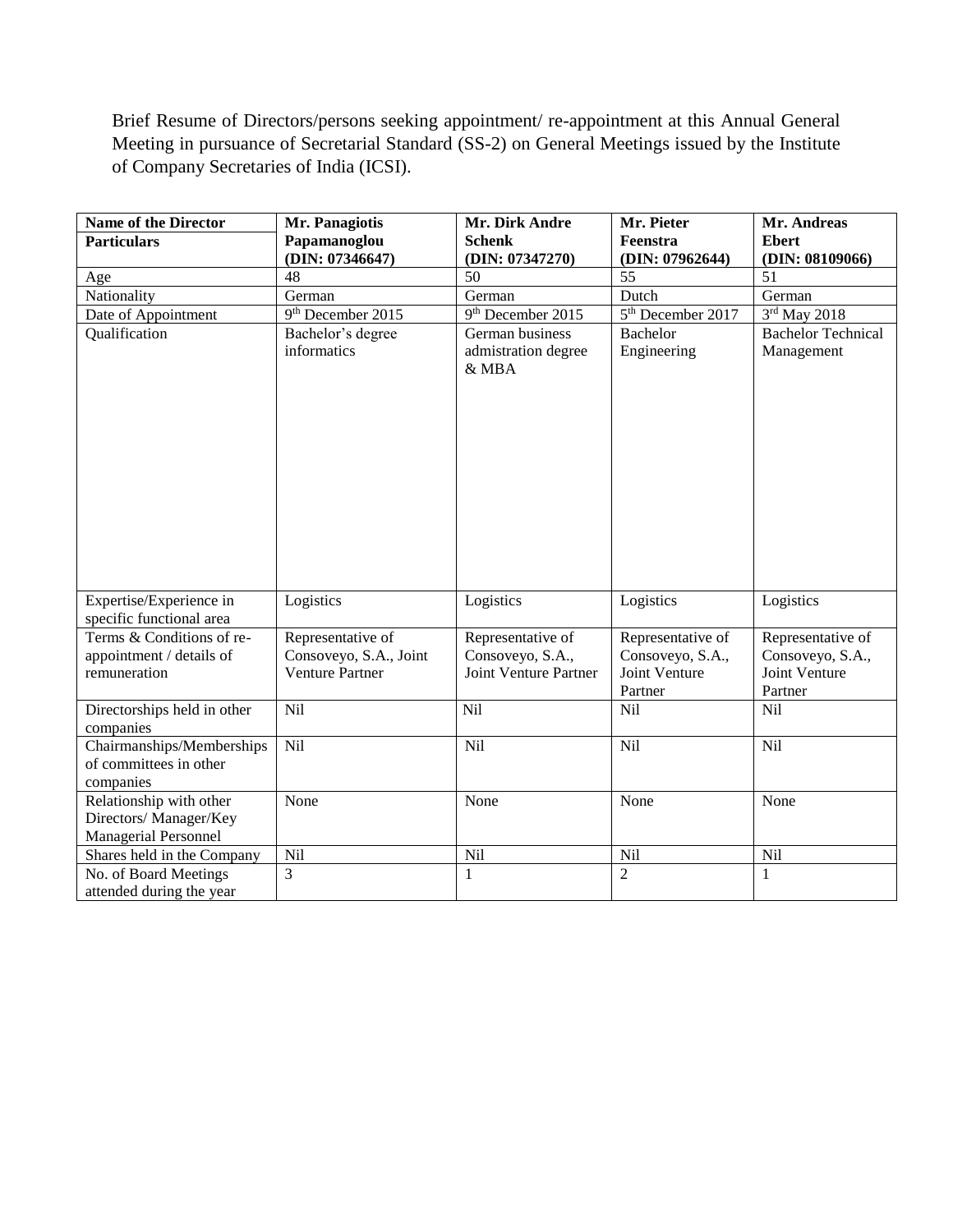Brief Resume of Directors/persons seeking appointment/ re-appointment at this Annual General Meeting in pursuance of Secretarial Standard (SS-2) on General Meetings issued by the Institute of Company Secretaries of India (ICSI).

| **Name of the Director** / **Particulars** | **Mr. Panagiotis Papamanoglou (DIN: 07346647)** | **Mr. Dirk Andre Schenk (DIN: 07347270)** | **Mr. Pieter Feenstra (DIN: 07962644)** | **Mr. Andreas Ebert (DIN: 08109066)** |
|---|---|---|---|---|
| Age | 48 | 50 | 55 | 51 |
| Nationality | German | German | Dutch | German |
| Date of Appointment | 9th December 2015 | 9th December 2015 | 5th December 2017 | 3rd May 2018 |
| Qualification | Bachelor's degree informatics | German business admistration degree & MBA | Bachelor Engineering | Bachelor Technical Management |
| Expertise/Experience in specific functional area | Logistics | Logistics | Logistics | Logistics |
| Terms & Conditions of re-appointment / details of remuneration | Representative of Consoveyo, S.A., Joint Venture Partner | Representative of Consoveyo, S.A., Joint Venture Partner | Representative of Consoveyo, S.A., Joint Venture Partner | Representative of Consoveyo, S.A., Joint Venture Partner |
| Directorships held in other companies | Nil | Nil | Nil | Nil |
| Chairmanships/Memberships of committees in other companies | Nil | Nil | Nil | Nil |
| Relationship with other Directors/ Manager/Key Managerial Personnel | None | None | None | None |
| Shares held in the Company | Nil | Nil | Nil | Nil |
| No. of Board Meetings attended during the year | 3 | 1 | 2 | 1 |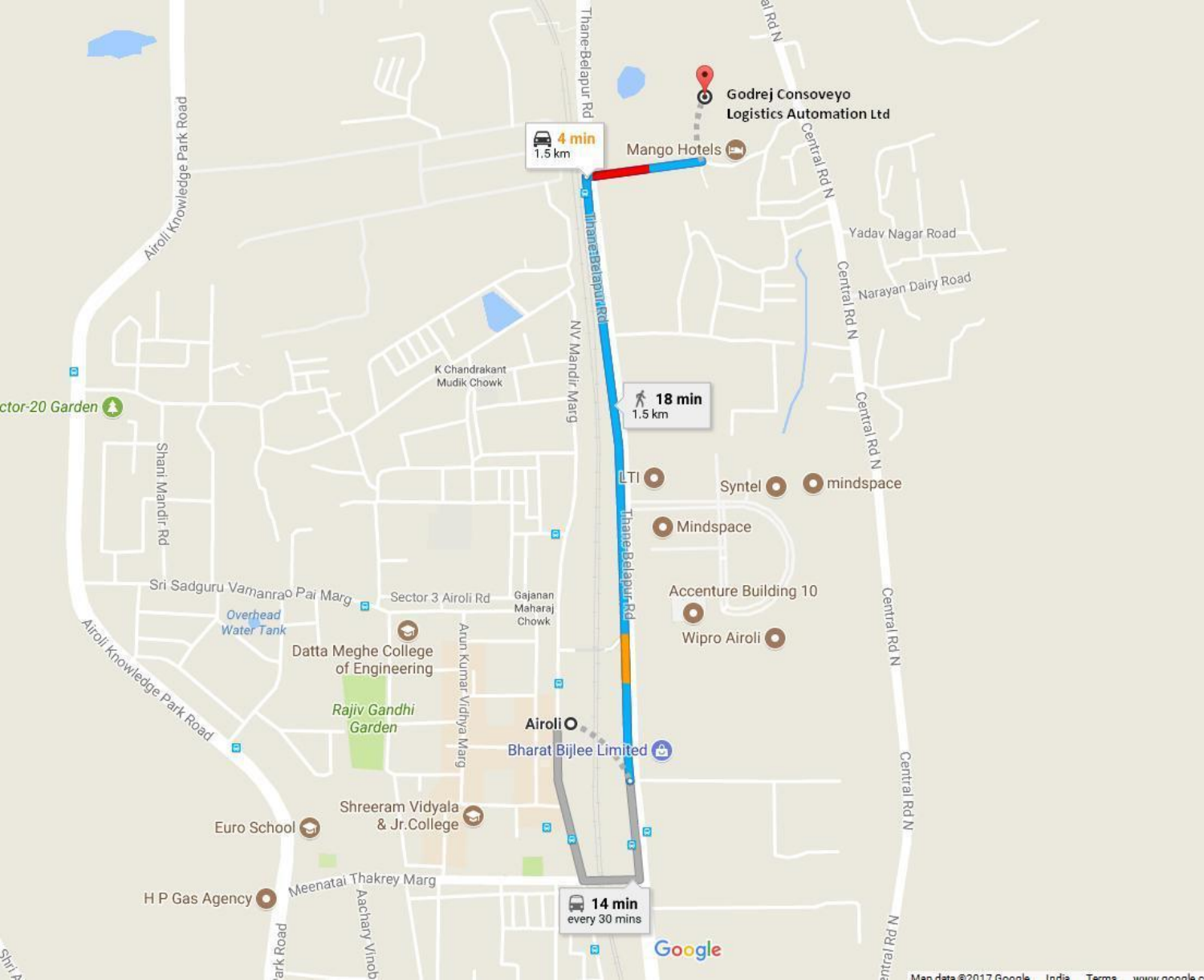Godrej Consoveyo Logistics Automation Ltd

Mango Hotels

4 min
1.5 km

18 min
1.5 km

14 min
every 30 mins

Thane-Belapur Rd

Airoli Knowledge Park Road

Central Rd N

Yadav Nagar Road

Narayan Dairy Road

K Chandrakant Mudik Chowk

NV Mandir Marg

ctor-20 Garden

Shani Mandir Rd

LTI

Syntel

mindspace

Mindspace

Accenture Building 10

Wipro Airoli

Sri Sadguru Vamanrao Pai Marg

Sector 3 Airoli Rd

Gajanan Maharaj Chowk

Overhead Water Tank

Datta Meghe College of Engineering

Arun Kumar Vidya Marg

Rajiv Gandhi Garden

Airoli

Bharat Bijlee Limited

Shreeram Vidyala & Jr.College

Euro School

H P Gas Agency

Meenatai Thakrey Marg

Aachary Vinob

Park Road

Google

Map data ©2017 Google India Terms